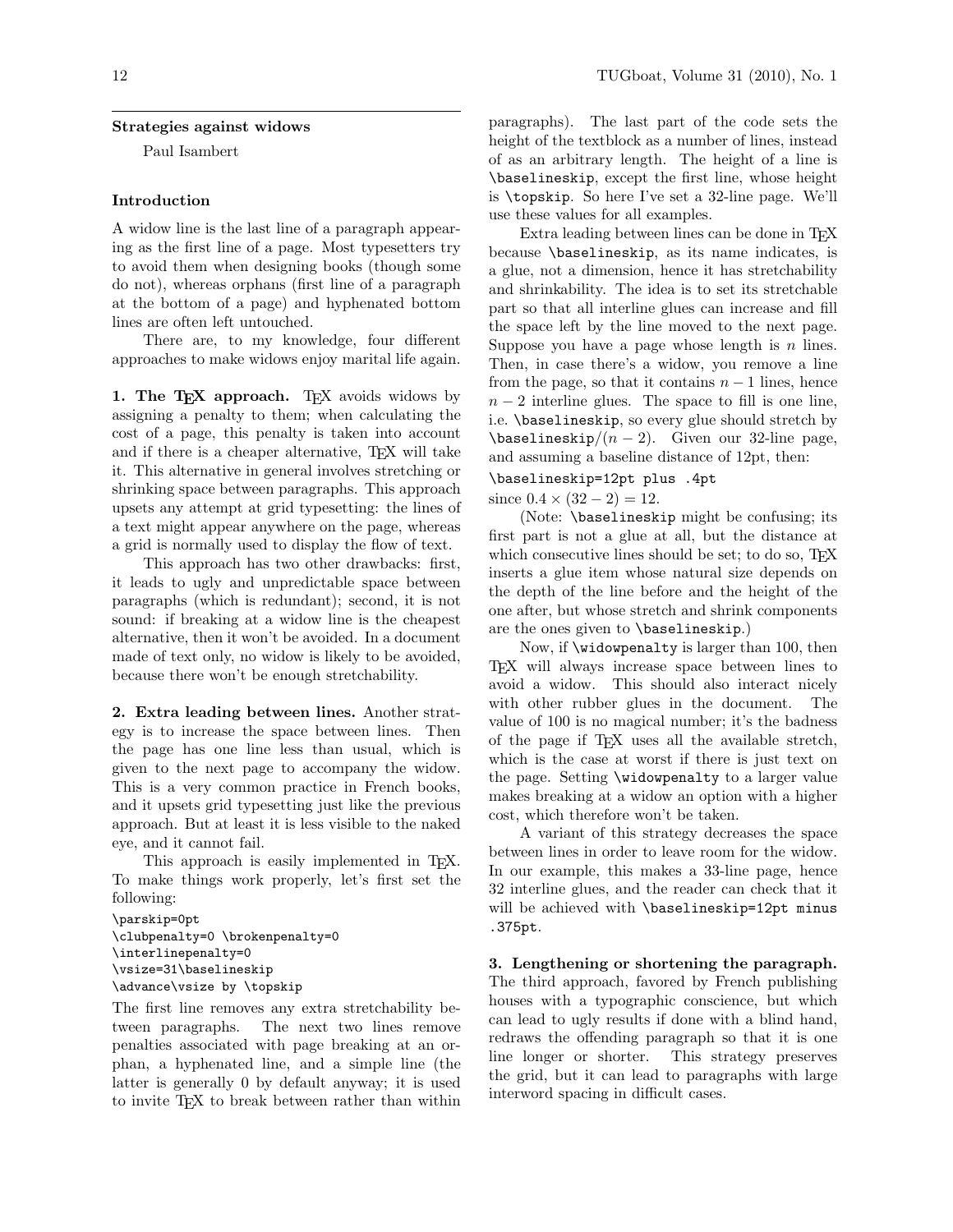## Strategies against widows

Paul Isambert

### Introduction

A widow line is the last line of a paragraph appearing as the first line of a page. Most typesetters try to avoid them when designing books (though some do not), whereas orphans (first line of a paragraph at the bottom of a page) and hyphenated bottom lines are often left untouched.

There are, to my knowledge, four different approaches to make widows enjoy marital life again.

**1. The TEX approach.** TEX avoids widows by assigning a penalty to them; when calculating the cost of a page, this penalty is taken into account and if there is a cheaper alternative, TEX will take it. This alternative in general involves stretching or shrinking space between paragraphs. This approach upsets any attempt at grid typesetting: the lines of a text might appear anywhere on the page, whereas a grid is normally used to display the flow of text.

This approach has two other drawbacks: first, it leads to ugly and unpredictable space between paragraphs (which is redundant); second, it is not sound: if breaking at a widow line is the cheapest alternative, then it won't be avoided. In a document made of text only, no widow is likely to be avoided, because there won't be enough stretchability.

**2. Extra leading between lines.** Another strategy is to increase the space between lines. Then the page has one line less than usual, which is given to the next page to accompany the widow. This is a very common practice in French books, and it upsets grid typesetting just like the previous approach. But at least it is less visible to the naked eye, and it cannot fail.

This approach is easily implemented in TEX. To make things work properly, let's first set the following:

```
\parskip=0pt
\clubpenalty=0 \brokenpenalty=0
\interlinepenalty=0
\vsize=31\baselineskip
\advance\vsize by \topskip
```

The first line removes any extra stretchability between paragraphs. The next two lines remove penalties associated with page breaking at an orphan, a hyphenated line, and a simple line (the latter is generally 0 by default anyway; it is used to invite TEX to break between rather than within paragraphs). The last part of the code sets the height of the textblock as a number of lines, instead of as an arbitrary length. The height of a line is `\baselineskip`, except the first line, whose height is `\topskip`. So here I've set a 32-line page. We'll use these values for all examples.

Extra leading between lines can be done in TEX because `\baselineskip`, as its name indicates, is a glue, not a dimension, hence it has stretchability and shrinkability. The idea is to set its stretchable part so that all interline glues can increase and fill the space left by the line moved to the next page. Suppose you have a page whose length is $n$ lines. Then, in case there's a widow, you remove a line from the page, so that it contains $n-1$ lines, hence $n-2$ interline glues. The space to fill is one line, i.e. `\baselineskip`, so every glue should stretch by `\baselineskip`$/(n-2)$. Given our 32-line page, and assuming a baseline distance of 12pt, then:

`\baselineskip=12pt plus .4pt`

since $0.4 \times (32-2) = 12$.

(Note: `\baselineskip` might be confusing; its first part is not a glue at all, but the distance at which consecutive lines should be set; to do so, TEX inserts a glue item whose natural size depends on the depth of the line before and the height of the one after, but whose stretch and shrink components are the ones given to `\baselineskip`.)

Now, if `\widowpenalty` is larger than 100, then TEX will always increase space between lines to avoid a widow. This should also interact nicely with other rubber glues in the document. The value of 100 is no magical number; it's the badness of the page if TEX uses all the available stretch, which is the case at worst if there is just text on the page. Setting `\widowpenalty` to a larger value makes breaking at a widow an option with a higher cost, which therefore won't be taken.

A variant of this strategy decreases the space between lines in order to leave room for the widow. In our example, this makes a 33-line page, hence 32 interline glues, and the reader can check that it will be achieved with `\baselineskip=12pt minus .375pt`.

**3. Lengthening or shortening the paragraph.** The third approach, favored by French publishing houses with a typographic conscience, but which can lead to ugly results if done with a blind hand, redraws the offending paragraph so that it is one line longer or shorter. This strategy preserves the grid, but it can lead to paragraphs with large interword spacing in difficult cases.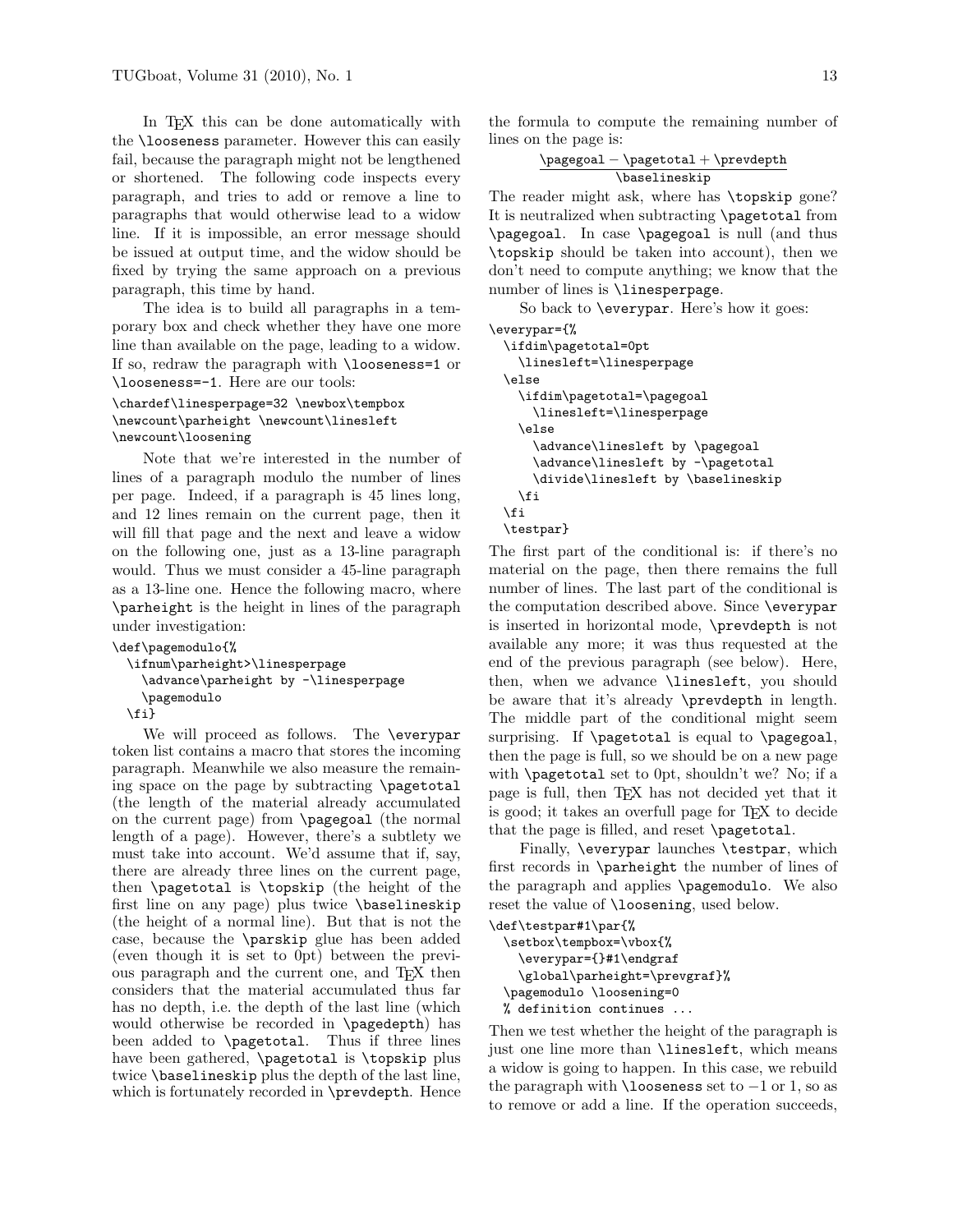In TeX this can be done automatically with the `\looseness` parameter. However this can easily fail, because the paragraph might not be lengthened or shortened. The following code inspects every paragraph, and tries to add or remove a line to paragraphs that would otherwise lead to a widow line. If it is impossible, an error message should be issued at output time, and the widow should be fixed by trying the same approach on a previous paragraph, this time by hand.

The idea is to build all paragraphs in a temporary box and check whether they have one more line than available on the page, leading to a widow. If so, redraw the paragraph with `\looseness=1` or `\looseness=-1`. Here are our tools:

```
\chardef\linesperpage=32 \newbox\tempbox
\newcount\parheight \newcount\linesleft
\newcount\loosening
```

Note that we're interested in the number of lines of a paragraph modulo the number of lines per page. Indeed, if a paragraph is 45 lines long, and 12 lines remain on the current page, then it will fill that page and the next and leave a widow on the following one, just as a 13-line paragraph would. Thus we must consider a 45-line paragraph as a 13-line one. Hence the following macro, where `\parheight` is the height in lines of the paragraph under investigation:

```
\def\pagemodulo{%
  \ifnum\parheight>\linesperpage
    \advance\parheight by -\linesperpage
    \pagemodulo
  \fi}
```

We will proceed as follows. The `\everypar` token list contains a macro that stores the incoming paragraph. Meanwhile we also measure the remaining space on the page by subtracting `\pagetotal` (the length of the material already accumulated on the current page) from `\pagegoal` (the normal length of a page). However, there's a subtlety we must take into account. We'd assume that if, say, there are already three lines on the current page, then `\pagetotal` is `\topskip` (the height of the first line on any page) plus twice `\baselineskip` (the height of a normal line). But that is not the case, because the `\parskip` glue has been added (even though it is set to 0pt) between the previous paragraph and the current one, and TeX then considers that the material accumulated thus far has no depth, i.e. the depth of the last line (which would otherwise be recorded in `\pagedepth`) has been added to `\pagetotal`. Thus if three lines have been gathered, `\pagetotal` is `\topskip` plus twice `\baselineskip` plus the depth of the last line, which is fortunately recorded in `\prevdepth`. Hence the formula to compute the remaining number of lines on the page is:

$$\frac{\texttt{\textbackslash pagegoal} - \texttt{\textbackslash pagetotal} + \texttt{\textbackslash prevdepth}}{\texttt{\textbackslash baselineskip}}$$

The reader might ask, where has `\topskip` gone? It is neutralized when subtracting `\pagetotal` from `\pagegoal`. In case `\pagegoal` is null (and thus `\topskip` should be taken into account), then we don't need to compute anything; we know that the number of lines is `\linesperpage`.

So back to `\everypar`. Here's how it goes:

```
\everypar={%
  \ifdim\pagetotal=0pt
    \linesleft=\linesperpage
  \else
    \ifdim\pagetotal=\pagegoal
      \linesleft=\linesperpage
    \else
      \advance\linesleft by \pagegoal
      \advance\linesleft by -\pagetotal
      \divide\linesleft by \baselineskip
    \fi
  \fi
  \testpar}
```

The first part of the conditional is: if there's no material on the page, then there remains the full number of lines. The last part of the conditional is the computation described above. Since `\everypar` is inserted in horizontal mode, `\prevdepth` is not available any more; it was thus requested at the end of the previous paragraph (see below). Here, then, when we advance `\linesleft`, you should be aware that it's already `\prevdepth` in length. The middle part of the conditional might seem surprising. If `\pagetotal` is equal to `\pagegoal`, then the page is full, so we should be on a new page with `\pagetotal` set to 0pt, shouldn't we? No; if a page is full, then TeX has not decided yet that it is good; it takes an overfull page for TeX to decide that the page is filled, and reset `\pagetotal`.

Finally, `\everypar` launches `\testpar`, which first records in `\parheight` the number of lines of the paragraph and applies `\pagemodulo`. We also reset the value of `\loosening`, used below.

```
\def\testpar#1\par{%
  \setbox\tempbox=\vbox{%
    \everypar={}#1\endgraf
    \global\parheight=\prevgraf}%
  \pagemodulo \loosening=0
  % definition continues ...
```

Then we test whether the height of the paragraph is just one line more than `\linesleft`, which means a widow is going to happen. In this case, we rebuild the paragraph with `\looseness` set to $-1$ or 1, so as to remove or add a line. If the operation succeeds,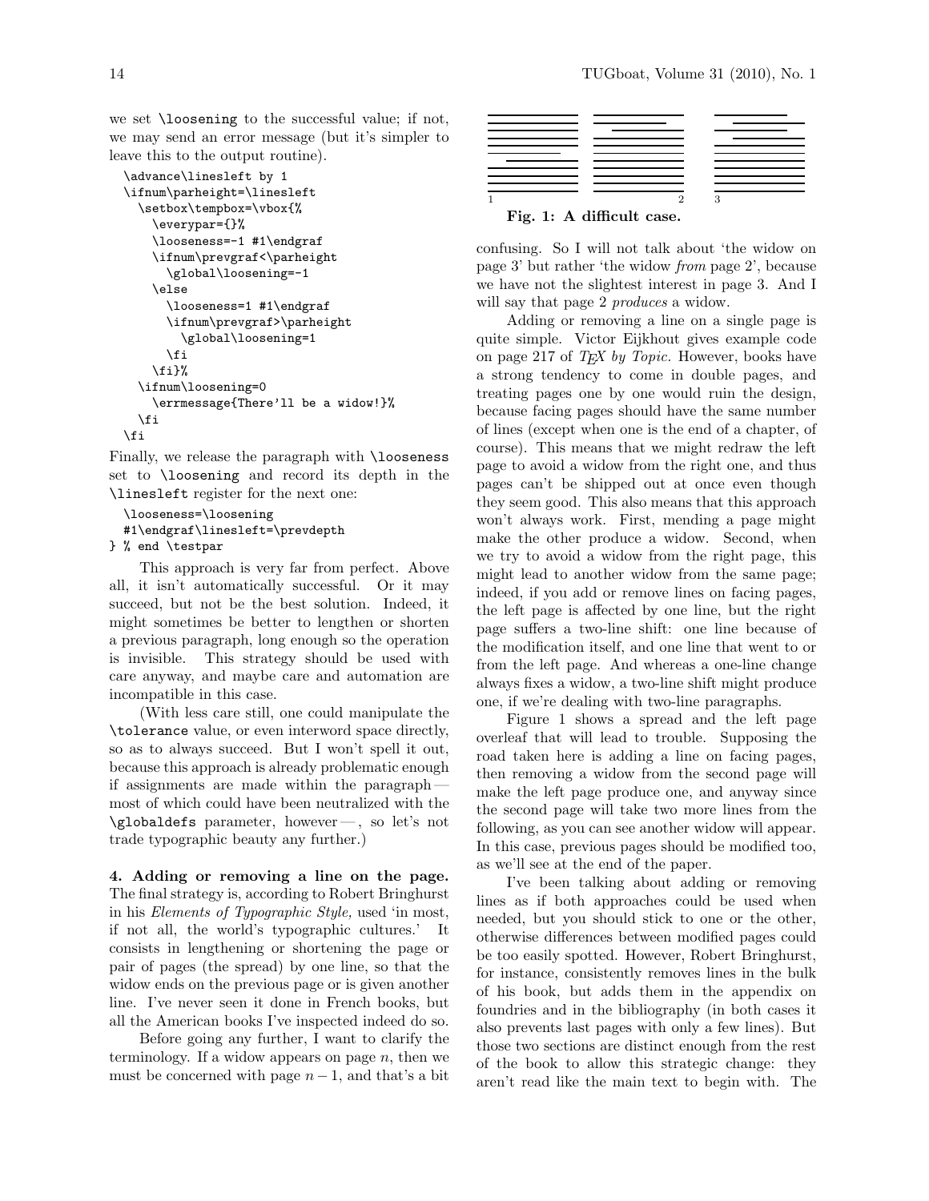we set \loosening to the successful value; if not, we may send an error message (but it's simpler to leave this to the output routine).

```
\advance\linesleft by 1
\ifnum\parheight=\linesleft
  \setbox\tempbox=\vbox{%
    \everypar={}%
    \looseness=-1 #1\endgraf
    \ifnum\prevgraf<\parheight
      \global\loosening=-1
    \else
      \looseness=1 #1\endgraf
      \ifnum\prevgraf>\parheight
        \global\loosening=1
      \fi
    \fi}%
  \ifnum\loosening=0
    \errmessage{There'll be a widow!}%
  \fi
\fi
```

Finally, we release the paragraph with \looseness set to \loosening and record its depth in the \linesleft register for the next one:

```
\looseness=\loosening
#1\endgraf\linesleft=\prevdepth
} % end \testpar
```

This approach is very far from perfect. Above all, it isn't automatically successful. Or it may succeed, but not be the best solution. Indeed, it might sometimes be better to lengthen or shorten a previous paragraph, long enough so the operation is invisible. This strategy should be used with care anyway, and maybe care and automation are incompatible in this case.

(With less care still, one could manipulate the \tolerance value, or even interword space directly, so as to always succeed. But I won't spell it out, because this approach is already problematic enough if assignments are made within the paragraph — most of which could have been neutralized with the \globaldefs parameter, however — , so let's not trade typographic beauty any further.)

**4. Adding or removing a line on the page.** The final strategy is, according to Robert Bringhurst in his *Elements of Typographic Style,* used 'in most, if not all, the world's typographic cultures.' It consists in lengthening or shortening the page or pair of pages (the spread) by one line, so that the widow ends on the previous page or is given another line. I've never seen it done in French books, but all the American books I've inspected indeed do so.

Before going any further, I want to clarify the terminology. If a widow appears on page $n$, then we must be concerned with page $n-1$, and that's a bit confusing. So I will not talk about 'the widow on page 3' but rather 'the widow *from* page 2', because we have not the slightest interest in page 3. And I will say that page 2 *produces* a widow.

**Fig. 1: A difficult case.**

Adding or removing a line on a single page is quite simple. Victor Eijkhout gives example code on page 217 of *TEX by Topic.* However, books have a strong tendency to come in double pages, and treating pages one by one would ruin the design, because facing pages should have the same number of lines (except when one is the end of a chapter, of course). This means that we might redraw the left page to avoid a widow from the right one, and thus pages can't be shipped out at once even though they seem good. This also means that this approach won't always work. First, mending a page might make the other produce a widow. Second, when we try to avoid a widow from the right page, this might lead to another widow from the same page; indeed, if you add or remove lines on facing pages, the left page is affected by one line, but the right page suffers a two-line shift: one line because of the modification itself, and one line that went to or from the left page. And whereas a one-line change always fixes a widow, a two-line shift might produce one, if we're dealing with two-line paragraphs.

Figure 1 shows a spread and the left page overleaf that will lead to trouble. Supposing the road taken here is adding a line on facing pages, then removing a widow from the second page will make the left page produce one, and anyway since the second page will take two more lines from the following, as you can see another widow will appear. In this case, previous pages should be modified too, as we'll see at the end of the paper.

I've been talking about adding or removing lines as if both approaches could be used when needed, but you should stick to one or the other, otherwise differences between modified pages could be too easily spotted. However, Robert Bringhurst, for instance, consistently removes lines in the bulk of his book, but adds them in the appendix on foundries and in the bibliography (in both cases it also prevents last pages with only a few lines). But those two sections are distinct enough from the rest of the book to allow this strategic change: they aren't read like the main text to begin with. The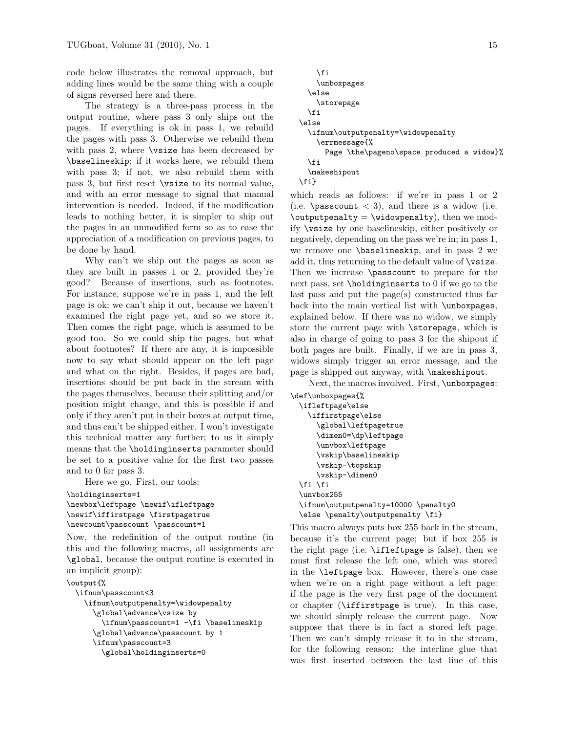code below illustrates the removal approach, but adding lines would be the same thing with a couple of signs reversed here and there.

The strategy is a three-pass process in the output routine, where pass 3 only ships out the pages. If everything is ok in pass 1, we rebuild the pages with pass 3. Otherwise we rebuild them with pass 2, where \vsize has been decreased by \baselineskip; if it works here, we rebuild them with pass 3; if not, we also rebuild them with pass 3, but first reset \vsize to its normal value, and with an error message to signal that manual intervention is needed. Indeed, if the modification leads to nothing better, it is simpler to ship out the pages in an unmodified form so as to ease the appreciation of a modification on previous pages, to be done by hand.

Why can't we ship out the pages as soon as they are built in passes 1 or 2, provided they're good? Because of insertions, such as footnotes. For instance, suppose we're in pass 1, and the left page is ok; we can't ship it out, because we haven't examined the right page yet, and so we store it. Then comes the right page, which is assumed to be good too. So we could ship the pages, but what about footnotes? If there are any, it is impossible now to say what should appear on the left page and what on the right. Besides, if pages are bad, insertions should be put back in the stream with the pages themselves, because their splitting and/or position might change, and this is possible if and only if they aren't put in their boxes at output time, and thus can't be shipped either. I won't investigate this technical matter any further; to us it simply means that the \holdinginserts parameter should be set to a positive value for the first two passes and to 0 for pass 3.

Here we go. First, our tools:

```
\holdinginserts=1
\newbox\leftpage \newif\ifleftpage
\newif\iffirstpage \firstpagetrue
\newcount\passcount \passcount=1
```

Now, the redefinition of the output routine (in this and the following macros, all assignments are \global, because the output routine is executed in an implicit group):

```
\output{%
  \ifnum\passcount<3
    \ifnum\outputpenalty=\widowpenalty
      \global\advance\vsize by
        \ifnum\passcount=1 -\fi \baselineskip
      \global\advance\passcount by 1
      \ifnum\passcount=3
        \global\holdinginserts=0
      \fi
      \unboxpages
    \else
      \storepage
    \fi
  \else
    \ifnum\outputpenalty=\widowpenalty
      \errmessage{%
        Page \the\pageno\space produced a widow}%
    \fi
    \makeshipout
  \fi}
```

which reads as follows: if we're in pass 1 or 2 (i.e. $\backslash\texttt{passcount} < 3$), and there is a widow (i.e. $\backslash\texttt{outputpenalty} = \backslash\texttt{widowpenalty}$), then we modify \vsize by one baselineskip, either positively or negatively, depending on the pass we're in; in pass 1, we remove one \baselineskip, and in pass 2 we add it, thus returning to the default value of \vsize. Then we increase \passcount to prepare for the next pass, set \holdinginserts to 0 if we go to the last pass and put the page(s) constructed thus far back into the main vertical list with \unboxpages, explained below. If there was no widow, we simply store the current page with \storepage, which is also in charge of going to pass 3 for the shipout if both pages are built. Finally, if we are in pass 3, widows simply trigger an error message, and the page is shipped out anyway, with \makeshipout.

Next, the macros involved. First, \unboxpages:

```
\def\unboxpages{%
  \ifleftpage\else
    \iffirstpage\else
      \global\leftpagetrue
      \dimen0=\dp\leftpage
      \unvbox\leftpage
      \vskip\baselineskip
      \vskip-\topskip
      \vskip-\dimen0
  \fi \fi
  \unvbox255
  \ifnum\outputpenalty=10000 \penalty0
  \else \penalty\outputpenalty \fi}
```

This macro always puts box 255 back in the stream, because it's the current page; but if box 255 is the right page (i.e. \ifleftpage is false), then we must first release the left one, which was stored in the \leftpage box. However, there's one case when we're on a right page without a left page: if the page is the very first page of the document or chapter (\iffirstpage is true). In this case, we should simply release the current page. Now suppose that there is in fact a stored left page. Then we can't simply release it to in the stream, for the following reason: the interline glue that was first inserted between the last line of this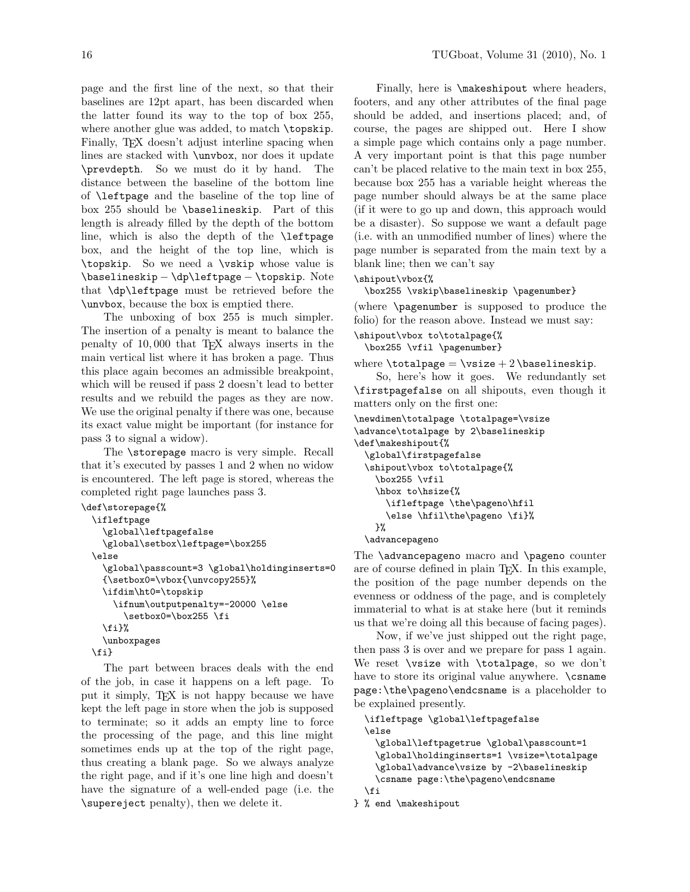page and the first line of the next, so that their baselines are 12pt apart, has been discarded when the latter found its way to the top of box 255, where another glue was added, to match `\topskip`. Finally, TeX doesn't adjust interline spacing when lines are stacked with `\unvbox`, nor does it update `\prevdepth`. So we must do it by hand. The distance between the baseline of the bottom line of `\leftpage` and the baseline of the top line of box 255 should be `\baselineskip`. Part of this length is already filled by the depth of the bottom line, which is also the depth of the `\leftpage` box, and the height of the top line, which is `\topskip`. So we need a `\vskip` whose value is `\baselineskip` − `\dp\leftpage` − `\topskip`. Note that `\dp\leftpage` must be retrieved before the `\unvbox`, because the box is emptied there.

The unboxing of box 255 is much simpler. The insertion of a penalty is meant to balance the penalty of 10,000 that TeX always inserts in the main vertical list where it has broken a page. Thus this place again becomes an admissible breakpoint, which will be reused if pass 2 doesn't lead to better results and we rebuild the pages as they are now. We use the original penalty if there was one, because its exact value might be important (for instance for pass 3 to signal a widow).

The `\storepage` macro is very simple. Recall that it's executed by passes 1 and 2 when no widow is encountered. The left page is stored, whereas the completed right page launches pass 3.

```
\def\storepage{%
  \ifleftpage
    \global\leftpagefalse
    \global\setbox\leftpage=\box255
  \else
    \global\passcount=3 \global\holdinginserts=0
    {\setbox0=\vbox{\unvcopy255}%
    \ifdim\ht0=\topskip
      \ifnum\outputpenalty=-20000 \else
        \setbox0=\box255 \fi
    \fi}%
    \unboxpages
  \fi}
```

The part between braces deals with the end of the job, in case it happens on a left page. To put it simply, TeX is not happy because we have kept the left page in store when the job is supposed to terminate; so it adds an empty line to force the processing of the page, and this line might sometimes ends up at the top of the right page, thus creating a blank page. So we always analyze the right page, and if it's one line high and doesn't have the signature of a well-ended page (i.e. the `\supereject` penalty), then we delete it.

Finally, here is `\makeshipout` where headers, footers, and any other attributes of the final page should be added, and insertions placed; and, of course, the pages are shipped out. Here I show a simple page which contains only a page number. A very important point is that this page number can't be placed relative to the main text in box 255, because box 255 has a variable height whereas the page number should always be at the same place (if it were to go up and down, this approach would be a disaster). So suppose we want a default page (i.e. with an unmodified number of lines) where the page number is separated from the main text by a blank line; then we can't say

```
\shipout\vbox{%
  \box255 \vskip\baselineskip \pagenumber}
```

(where `\pagenumber` is supposed to produce the folio) for the reason above. Instead we must say:

```
\shipout\vbox to\totalpage{%
  \box255 \vfil \pagenumber}
```

where `\totalpage` = `\vsize` + 2 `\baselineskip`.

So, here's how it goes. We redundantly set `\firstpagefalse` on all shipouts, even though it matters only on the first one:

```
\newdimen\totalpage \totalpage=\vsize
\advance\totalpage by 2\baselineskip
\def\makeshipout{%
  \global\firstpagefalse
  \shipout\vbox to\totalpage{%
    \box255 \vfil
    \hbox to\hsize{%
      \ifleftpage \the\pageno\hfil
      \else \hfil\the\pageno \fi}%
    }%
  \advancepageno
```

The `\advancepageno` macro and `\pageno` counter are of course defined in plain TeX. In this example, the position of the page number depends on the evenness or oddness of the page, and is completely immaterial to what is at stake here (but it reminds us that we're doing all this because of facing pages).

Now, if we've just shipped out the right page, then pass 3 is over and we prepare for pass 1 again. We reset `\vsize` with `\totalpage`, so we don't have to store its original value anywhere. `\csname page:\the\pageno\endcsname` is a placeholder to be explained presently.

```
  \ifleftpage \global\leftpagefalse
  \else
    \global\leftpagetrue \global\passcount=1
    \global\holdinginserts=1 \vsize=\totalpage
    \global\advance\vsize by -2\baselineskip
    \csname page:\the\pageno\endcsname
  \fi
} % end \makeshipout
```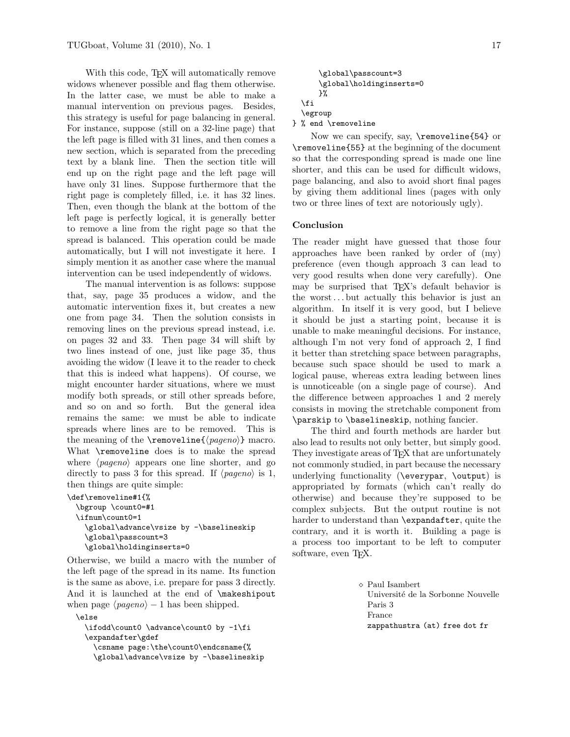With this code, TeX will automatically remove widows whenever possible and flag them otherwise. In the latter case, we must be able to make a manual intervention on previous pages. Besides, this strategy is useful for page balancing in general. For instance, suppose (still on a 32-line page) that the left page is filled with 31 lines, and then comes a new section, which is separated from the preceding text by a blank line. Then the section title will end up on the right page and the left page will have only 31 lines. Suppose furthermore that the right page is completely filled, i.e. it has 32 lines. Then, even though the blank at the bottom of the left page is perfectly logical, it is generally better to remove a line from the right page so that the spread is balanced. This operation could be made automatically, but I will not investigate it here. I simply mention it as another case where the manual intervention can be used independently of widows.

The manual intervention is as follows: suppose that, say, page 35 produces a widow, and the automatic intervention fixes it, but creates a new one from page 34. Then the solution consists in removing lines on the previous spread instead, i.e. on pages 32 and 33. Then page 34 will shift by two lines instead of one, just like page 35, thus avoiding the widow (I leave it to the reader to check that this is indeed what happens). Of course, we might encounter harder situations, where we must modify both spreads, or still other spreads before, and so on and so forth. But the general idea remains the same: we must be able to indicate spreads where lines are to be removed. This is the meaning of the `\removeline{`⟨*pageno*⟩`}` macro. What `\removeline` does is to make the spread where ⟨*pageno*⟩ appears one line shorter, and go directly to pass 3 for this spread. If ⟨*pageno*⟩ is 1, then things are quite simple:

```
\def\removeline#1{%
  \bgroup \count0=#1
  \ifnum\count0=1
    \global\advance\vsize by -\baselineskip
    \global\passcount=3
    \global\holdinginserts=0
```

Otherwise, we build a macro with the number of the left page of the spread in its name. Its function is the same as above, i.e. prepare for pass 3 directly. And it is launched at the end of `\makeshipout` when page ⟨*pageno*⟩ − 1 has been shipped.

```
  \else
    \ifodd\count0 \advance\count0 by -1\fi
    \expandafter\gdef
      \csname page:\the\count0\endcsname{%
      \global\advance\vsize by -\baselineskip
      \global\passcount=3
      \global\holdinginserts=0
      }%
  \fi
  \egroup
} % end \removeline
```

Now we can specify, say, `\removeline{54}` or `\removeline{55}` at the beginning of the document so that the corresponding spread is made one line shorter, and this can be used for difficult widows, page balancing, and also to avoid short final pages by giving them additional lines (pages with only two or three lines of text are notoriously ugly).

### Conclusion

The reader might have guessed that those four approaches have been ranked by order of (my) preference (even though approach 3 can lead to very good results when done very carefully). One may be surprised that TeX's default behavior is the worst... but actually this behavior is just an algorithm. In itself it is very good, but I believe it should be just a starting point, because it is unable to make meaningful decisions. For instance, although I'm not very fond of approach 2, I find it better than stretching space between paragraphs, because such space should be used to mark a logical pause, whereas extra leading between lines is unnoticeable (on a single page of course). And the difference between approaches 1 and 2 merely consists in moving the stretchable component from `\parskip` to `\baselineskip`, nothing fancier.

The third and fourth methods are harder but also lead to results not only better, but simply good. They investigate areas of TeX that are unfortunately not commonly studied, in part because the necessary underlying functionality (`\everypar`, `\output`) is appropriated by formats (which can't really do otherwise) and because they're supposed to be complex subjects. But the output routine is not harder to understand than `\expandafter`, quite the contrary, and it is worth it. Building a page is a process too important to be left to computer software, even TeX.

◇ Paul Isambert
Université de la Sorbonne Nouvelle
Paris 3
France
zappathustra (at) free dot fr